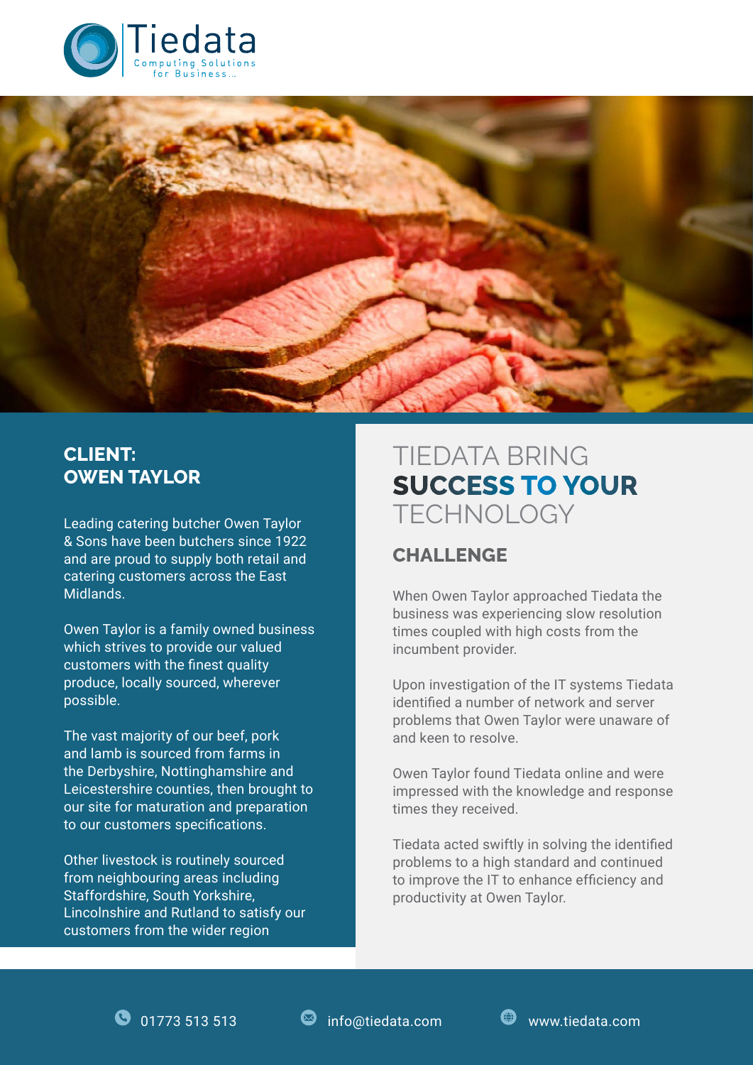Tiedata
Computing Solutions for Business...

## CLIENT: OWEN TAYLOR

Leading catering butcher Owen Taylor & Sons have been butchers since 1922 and are proud to supply both retail and catering customers across the East Midlands.

Owen Taylor is a family owned business which strives to provide our valued customers with the finest quality produce, locally sourced, wherever possible.

The vast majority of our beef, pork and lamb is sourced from farms in the Derbyshire, Nottinghamshire and Leicestershire counties, then brought to our site for maturation and preparation to our customers specifications.

Other livestock is routinely sourced from neighbouring areas including Staffordshire, South Yorkshire, Lincolnshire and Rutland to satisfy our customers from the wider region

# TIEDATA BRING **SUCCESS TO YOUR** TECHNOLOGY

## CHALLENGE

When Owen Taylor approached Tiedata the business was experiencing slow resolution times coupled with high costs from the incumbent provider.

Upon investigation of the IT systems Tiedata identified a number of network and server problems that Owen Taylor were unaware of and keen to resolve.

Owen Taylor found Tiedata online and were impressed with the knowledge and response times they received.

Tiedata acted swiftly in solving the identified problems to a high standard and continued to improve the IT to enhance efficiency and productivity at Owen Taylor.

01773 513 513 info@tiedata.com www.tiedata.com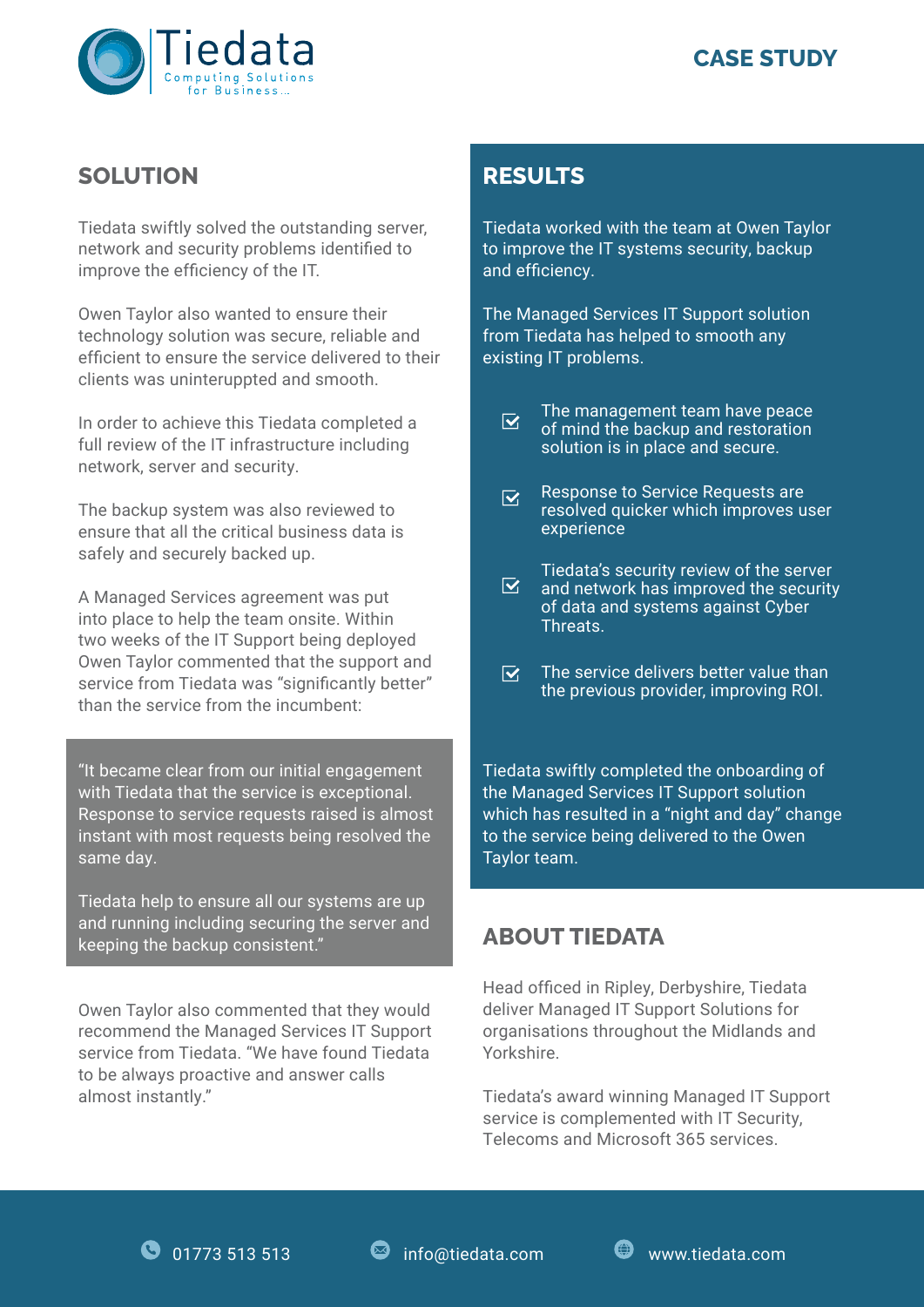Tiedata

Computing Solutions for Business...

CASE STUDY

## SOLUTION

Tiedata swiftly solved the outstanding server, network and security problems identified to improve the efficiency of the IT.

Owen Taylor also wanted to ensure their technology solution was secure, reliable and efficient to ensure the service delivered to their clients was uninteruppted and smooth.

In order to achieve this Tiedata completed a full review of the IT infrastructure including network, server and security.

The backup system was also reviewed to ensure that all the critical business data is safely and securely backed up.

A Managed Services agreement was put into place to help the team onsite. Within two weeks of the IT Support being deployed Owen Taylor commented that the support and service from Tiedata was "significantly better" than the service from the incumbent:

> "It became clear from our initial engagement with Tiedata that the service is exceptional. Response to service requests raised is almost instant with most requests being resolved the same day.
>
> Tiedata help to ensure all our systems are up and running including securing the server and keeping the backup consistent."

Owen Taylor also commented that they would recommend the Managed Services IT Support service from Tiedata. "We have found Tiedata to be always proactive and answer calls almost instantly."

## RESULTS

Tiedata worked with the team at Owen Taylor to improve the IT systems security, backup and efficiency.

The Managed Services IT Support solution from Tiedata has helped to smooth any existing IT problems.

- The management team have peace of mind the backup and restoration solution is in place and secure.
- Response to Service Requests are resolved quicker which improves user experience
- Tiedata's security review of the server and network has improved the security of data and systems against Cyber Threats.
- The service delivers better value than the previous provider, improving ROI.

Tiedata swiftly completed the onboarding of the Managed Services IT Support solution which has resulted in a "night and day" change to the service being delivered to the Owen Taylor team.

## ABOUT TIEDATA

Head officed in Ripley, Derbyshire, Tiedata deliver Managed IT Support Solutions for organisations throughout the Midlands and Yorkshire.

Tiedata's award winning Managed IT Support service is complemented with IT Security, Telecoms and Microsoft 365 services.

01773 513 513 | info@tiedata.com | www.tiedata.com